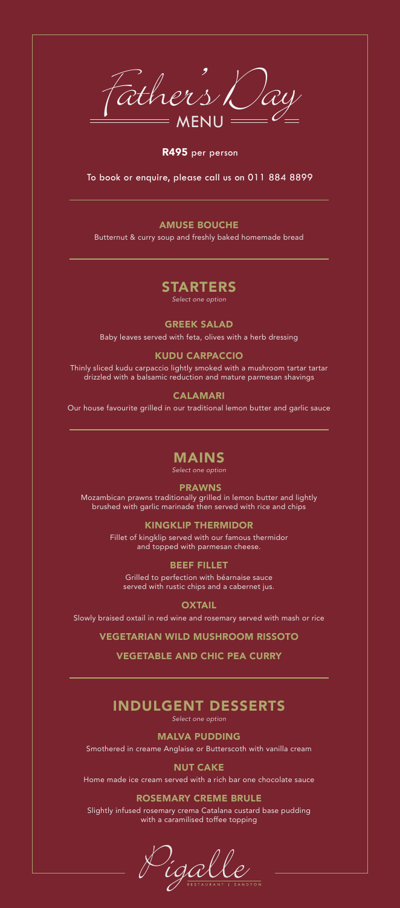# Father's Day
## MENU

**R495** per person

To book or enquire, please call us on 011 884 8899

---

### AMUSE BOUCHE

Butternut & curry soup and freshly baked homemade bread

---

## STARTERS

*Select one option*

### GREEK SALAD

Baby leaves served with feta, olives with a herb dressing

### KUDU CARPACCIO

Thinly sliced kudu carpaccio lightly smoked with a mushroom tartar tartar drizzled with a balsamic reduction and mature parmesan shavings

### CALAMARI

Our house favourite grilled in our traditional lemon butter and garlic sauce

---

## MAINS

*Select one option*

### PRAWNS

Mozambican prawns traditionally grilled in lemon butter and lightly brushed with garlic marinade then served with rice and chips

### KINGKLIP THERMIDOR

Fillet of kingklip served with our famous thermidor and topped with parmesan cheese.

### BEEF FILLET

Grilled to perfection with béarnaise sauce served with rustic chips and a cabernet jus.

### OXTAIL

Slowly braised oxtail in red wine and rosemary served with mash or rice

### VEGETARIAN WILD MUSHROOM RISSOTO

### VEGETABLE AND CHIC PEA CURRY

---

## INDULGENT DESSERTS

*Select one option*

### MALVA PUDDING

Smothered in creame Anglaise or Butterscoth with vanilla cream

### NUT CAKE

Home made ice cream served with a rich bar one chocolate sauce

### ROSEMARY CREME BRULE

Slightly infused rosemary crema Catalana custard base pudding with a caramilised toffee topping

Pigalle
RESTAURANT | SANDTON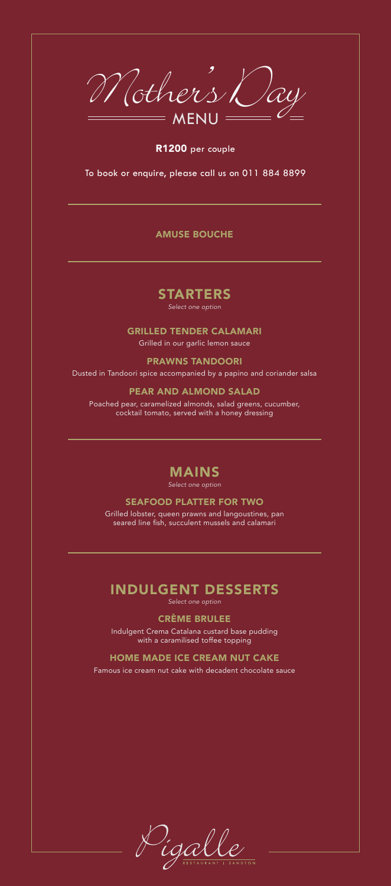# Mother's Day

## MENU

**R1200** per couple

To book or enquire, please call us on 011 884 8899

---

### AMUSE BOUCHE

---

## STARTERS

*Select one option*

### GRILLED TENDER CALAMARI

Grilled in our garlic lemon sauce

### PRAWNS TANDOORI

Dusted in Tandoori spice accompanied by a papino and coriander salsa

### PEAR AND ALMOND SALAD

Poached pear, caramelized almonds, salad greens, cucumber, cocktail tomato, served with a honey dressing

---

## MAINS

*Select one option*

### SEAFOOD PLATTER FOR TWO

Grilled lobster, queen prawns and langoustines, pan seared line fish, succulent mussels and calamari

---

## INDULGENT DESSERTS

*Select one option*

### CRÈME BRULEE

Indulgent Crema Catalana custard base pudding with a caramilised toffee topping

### HOME MADE ICE CREAM NUT CAKE

Famous ice cream nut cake with decadent chocolate sauce

Pigalle

RESTAURANT | SANDTON